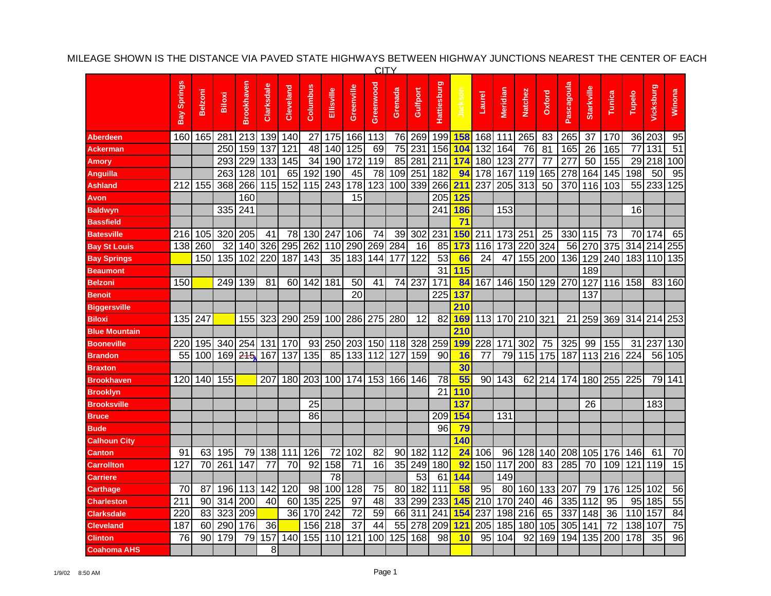MILEAGE SHOWN IS THE DISTANCE VIA PAVED STATE HIGHWAYS BETWEEN HIGHWAY JUNCTIONS NEAREST THE CENTER OF EACH CITY

| | Bay Springs | Belzoni | Biloxi | Brookhaven | Clarksdale | Cleveland | Columbus | Ellisville | Greenville | Greenwood | Grenada | Gulfport | Hattiesburg | Jackson | Laurel | Meridian | Natchez | Oxford | Pascagoula | Starkville | Tunica | Tupelo | Vicksburg | Winona |
|---|---|---|---|---|---|---|---|---|---|---|---|---|---|---|---|---|---|---|---|---|---|---|---|---|
| Aberdeen | 160 | 165 | 281 | 213 | 139 | 140 | 27 | 175 | 166 | 113 | 76 | 269 | 199 | 158 | 168 | 111 | 265 | 83 | 265 | 37 | 170 | 36 | 203 | 95 |
| Ackerman | | | 250 | 159 | 137 | 121 | 48 | 140 | 125 | 69 | 75 | 231 | 156 | 104 | 132 | 164 | 76 | 81 | 165 | 26 | 165 | 77 | 131 | 51 |
| Amory | | | 293 | 229 | 133 | 145 | 34 | 190 | 172 | 119 | 85 | 281 | 211 | 174 | 180 | 123 | 277 | 77 | 277 | 50 | 155 | 29 | 218 | 100 |
| Anguilla | | | 263 | 128 | 101 | 65 | 192 | 190 | 45 | 78 | 109 | 251 | 182 | 94 | 178 | 167 | 119 | 165 | 278 | 164 | 145 | 198 | 50 | 95 |
| Ashland | 212 | 155 | 368 | 266 | 115 | 152 | 115 | 243 | 178 | 123 | 100 | 339 | 266 | 211 | 237 | 205 | 313 | 50 | 370 | 116 | 103 | 55 | 233 | 125 |
| Avon | | | | 160 | | | | | 15 | | | | 205 | 125 | | | | | | | | | | |
| Baldwyn | | | 335 | 241 | | | | | | | | | 241 | 186 | | 153 | | | | | | 16 | | |
| Bassfield | | | | | | | | | | | | | | 71 | | | | | | | | | | |
| Batesville | 216 | 105 | 320 | 205 | 41 | 78 | 130 | 247 | 106 | 74 | 39 | 302 | 231 | 150 | 211 | 173 | 251 | 25 | 330 | 115 | 73 | 70 | 174 | 65 |
| Bay St Louis | 138 | 260 | 32 | 140 | 326 | 295 | 262 | 110 | 290 | 269 | 284 | 16 | 85 | 173 | 116 | 173 | 220 | 324 | 56 | 270 | 375 | 314 | 214 | 255 |
| Bay Springs | | 150 | 135 | 102 | 220 | 187 | 143 | 35 | 183 | 144 | 177 | 122 | 53 | 66 | 24 | 47 | 155 | 200 | 136 | 129 | 240 | 183 | 110 | 135 |
| Beaumont | | | | | | | | | | | | | 31 | 115 | | | | | | 189 | | | | |
| Belzoni | 150 | | 249 | 139 | 81 | 60 | 142 | 181 | 50 | 41 | 74 | 237 | 171 | 84 | 167 | 146 | 150 | 129 | 270 | 127 | 116 | 158 | 83 | 160 |
| Benoit | | | | | | | | | 20 | | | | 225 | 137 | | | | | | 137 | | | | |
| Biggersville | | | | | | | | | | | | | | 210 | | | | | | | | | | |
| Biloxi | 135 | 247 | | 155 | 323 | 290 | 259 | 100 | 286 | 275 | 280 | 12 | 82 | 169 | 113 | 170 | 210 | 321 | 21 | 259 | 369 | 314 | 214 | 253 |
| Blue Mountain | | | | | | | | | | | | | | 210 | | | | | | | | | | |
| Booneville | 220 | 195 | 340 | 254 | 131 | 170 | 93 | 250 | 203 | 150 | 118 | 328 | 259 | 199 | 228 | 171 | 302 | 75 | 325 | 99 | 155 | 31 | 237 | 130 |
| Brandon | 55 | 100 | 169 | ~~215~~ | 167 | 137 | 135 | 85 | 133 | 112 | 127 | 159 | 90 | 16 | 77 | 79 | 115 | 175 | 187 | 113 | 216 | 224 | 56 | 105 |
| Braxton | | | | | | | | | | | | | | 30 | | | | | | | | | | |
| Brookhaven | 120 | 140 | 155 | | 207 | 180 | 203 | 100 | 174 | 153 | 166 | 146 | 78 | 55 | 90 | 143 | 62 | 214 | 174 | 180 | 255 | 225 | 79 | 141 |
| Brooklyn | | | | | | | | | | | | | 21 | 110 | | | | | | | | | | |
| Brooksville | | | | | | | 25 | | | | | | | 137 | | | | | | 26 | | | 183 | |
| Bruce | | | | | | | 86 | | | | | | 209 | 154 | | 131 | | | | | | | | |
| Bude | | | | | | | | | | | | | 96 | 79 | | | | | | | | | | |
| Calhoun City | | | | | | | | | | | | | | 140 | | | | | | | | | | |
| Canton | 91 | 63 | 195 | 79 | 138 | 111 | 126 | 72 | 102 | 82 | 90 | 182 | 112 | 24 | 106 | 96 | 128 | 140 | 208 | 105 | 176 | 146 | 61 | 70 |
| Carrollton | 127 | 70 | 261 | 147 | 77 | 70 | 92 | 158 | 71 | 16 | 35 | 249 | 180 | 92 | 150 | 117 | 200 | 83 | 285 | 70 | 109 | 121 | 119 | 15 |
| Carriere | | | | | | | | 78 | | | | 53 | 61 | 144 | | 149 | | | | | | | | |
| Carthage | 70 | 87 | 196 | 113 | 142 | 120 | 98 | 100 | 128 | 75 | 80 | 182 | 111 | 58 | 95 | 80 | 160 | 133 | 207 | 79 | 176 | 125 | 102 | 56 |
| Charleston | 211 | 90 | 314 | 200 | 40 | 60 | 135 | 225 | 97 | 48 | 33 | 299 | 233 | 145 | 210 | 170 | 240 | 46 | 335 | 112 | 95 | 95 | 185 | 55 |
| Clarksdale | 220 | 83 | 323 | 209 | | 36 | 170 | 242 | 72 | 59 | 66 | 311 | 241 | 154 | 237 | 198 | 216 | 65 | 337 | 148 | 36 | 110 | 157 | 84 |
| Cleveland | 187 | 60 | 290 | 176 | 36 | | 156 | 218 | 37 | 44 | 55 | 278 | 209 | 121 | 205 | 185 | 180 | 105 | 305 | 141 | 72 | 138 | 107 | 75 |
| Clinton | 76 | 90 | 179 | 79 | 157 | 140 | 155 | 110 | 121 | 100 | 125 | 168 | 98 | 10 | 95 | 104 | 92 | 169 | 194 | 135 | 200 | 178 | 35 | 96 |
| Coahoma AHS | | | | | 8 | | | | | | | | | | | | | | | | | | | |

1/9/02 8:50 AM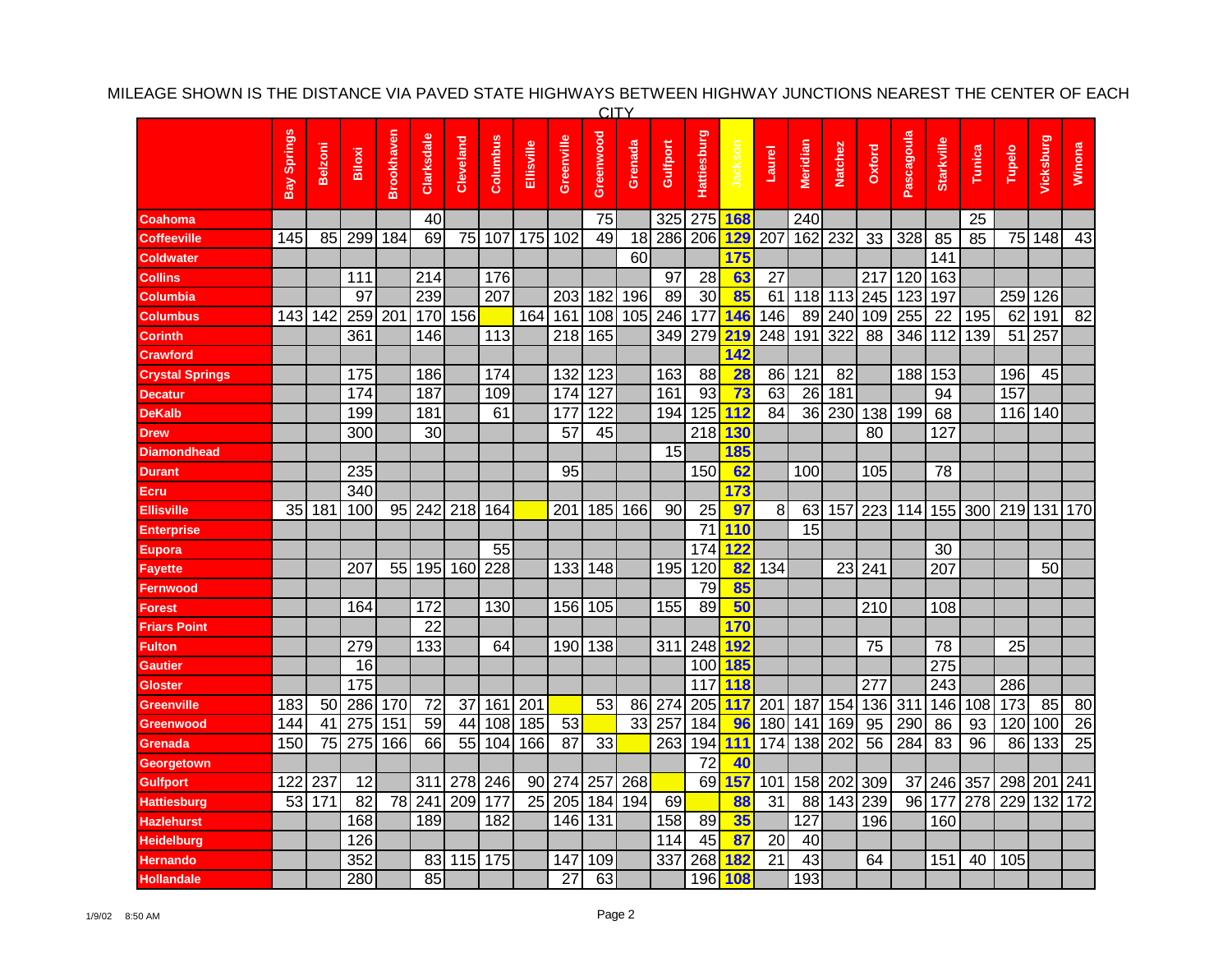MILEAGE SHOWN IS THE DISTANCE VIA PAVED STATE HIGHWAYS BETWEEN HIGHWAY JUNCTIONS NEAREST THE CENTER OF EACH CITY

| | Bay Springs | Belzoni | Biloxi | Brookhaven | Clarksdale | Cleveland | Columbus | Ellisville | Greenville | Greenwood | Grenada | Gulfport | Hattiesburg | Jackson | Laurel | Meridian | Natchez | Oxford | Pascagoula | Starkville | Tunica | Tupelo | Vicksburg | Winona |
|---|---|---|---|---|---|---|---|---|---|---|---|---|---|---|---|---|---|---|---|---|---|---|---|---|
| **Coahoma** | | | | | 40 | | | | | 75 | | 325 | 275 | **168** | | 240 | | | | | 25 | | | |
| **Coffeeville** | 145 | 85 | 299 | 184 | 69 | 75 | 107 | 175 | 102 | 49 | 18 | 286 | 206 | **129** | 207 | 162 | 232 | 33 | 328 | 85 | 85 | 75 | 148 | 43 |
| **Coldwater** | | | | | | | | | | | 60 | | | **175** | | | | | | 141 | | | | |
| **Collins** | | | 111 | | 214 | | 176 | | | | | 97 | 28 | **63** | 27 | | | 217 | 120 | 163 | | | | |
| **Columbia** | | | 97 | | 239 | | 207 | | 203 | 182 | 196 | 89 | 30 | **85** | 61 | 118 | 113 | 245 | 123 | 197 | | 259 | 126 | |
| **Columbus** | 143 | 142 | 259 | 201 | 170 | 156 | | 164 | 161 | 108 | 105 | 246 | 177 | **146** | 146 | 89 | 240 | 109 | 255 | 22 | 195 | 62 | 191 | 82 |
| **Corinth** | | | 361 | | 146 | | 113 | | 218 | 165 | | 349 | 279 | **219** | 248 | 191 | 322 | 88 | 346 | 112 | 139 | 51 | 257 | |
| **Crawford** | | | | | | | | | | | | | | **142** | | | | | | | | | | |
| **Crystal Springs** | | | 175 | | 186 | | 174 | | 132 | 123 | | 163 | 88 | **28** | 86 | 121 | 82 | | 188 | 153 | | 196 | 45 | |
| **Decatur** | | | 174 | | 187 | | 109 | | 174 | 127 | | 161 | 93 | **73** | 63 | 26 | 181 | | | 94 | | 157 | | |
| **DeKalb** | | | 199 | | 181 | | 61 | | 177 | 122 | | 194 | 125 | **112** | 84 | 36 | 230 | 138 | 199 | 68 | | 116 | 140 | |
| **Drew** | | | 300 | | 30 | | | | 57 | 45 | | | 218 | **130** | | | | 80 | | 127 | | | | |
| **Diamondhead** | | | | | | | | | | | | 15 | | **185** | | | | | | | | | | |
| **Durant** | | | 235 | | | | | | 95 | | | | 150 | **62** | | 100 | | 105 | | 78 | | | | |
| **Ecru** | | | 340 | | | | | | | | | | | **173** | | | | | | | | | | |
| **Ellisville** | 35 | 181 | 100 | 95 | 242 | 218 | 164 | | 201 | 185 | 166 | 90 | 25 | **97** | 8 | 63 | 157 | 223 | 114 | 155 | 300 | 219 | 131 | 170 |
| **Enterprise** | | | | | | | | | | | | | 71 | **110** | | 15 | | | | | | | | |
| **Eupora** | | | | | | | 55 | | | | | | 174 | **122** | | | | | | 30 | | | | |
| **Fayette** | | | 207 | 55 | 195 | 160 | 228 | | 133 | 148 | | 195 | 120 | **82** | 134 | | 23 | 241 | | 207 | | | 50 | |
| **Fernwood** | | | | | | | | | | | | | 79 | **85** | | | | | | | | | | |
| **Forest** | | | 164 | | 172 | | 130 | | 156 | 105 | | 155 | 89 | **50** | | | | 210 | | 108 | | | | |
| **Friars Point** | | | | | 22 | | | | | | | | | **170** | | | | | | | | | | |
| **Fulton** | | | 279 | | 133 | | 64 | | 190 | 138 | | 311 | 248 | **192** | | | | 75 | | 78 | | 25 | | |
| **Gautier** | | | 16 | | | | | | | | | | 100 | **185** | | | | | | 275 | | | | |
| **Gloster** | | | 175 | | | | | | | | | | 117 | **118** | | | | 277 | | 243 | | 286 | | |
| **Greenville** | 183 | 50 | 286 | 170 | 72 | 37 | 161 | 201 | | 53 | 86 | 274 | 205 | **117** | 201 | 187 | 154 | 136 | 311 | 146 | 108 | 173 | 85 | 80 |
| **Greenwood** | 144 | 41 | 275 | 151 | 59 | 44 | 108 | 185 | 53 | | 33 | 257 | 184 | **96** | 180 | 141 | 169 | 95 | 290 | 86 | 93 | 120 | 100 | 26 |
| **Grenada** | 150 | 75 | 275 | 166 | 66 | 55 | 104 | 166 | 87 | 33 | | 263 | 194 | **111** | 174 | 138 | 202 | 56 | 284 | 83 | 96 | 86 | 133 | 25 |
| **Georgetown** | | | | | | | | | | | | | 72 | **40** | | | | | | | | | | |
| **Gulfport** | 122 | 237 | 12 | | 311 | 278 | 246 | 90 | 274 | 257 | 268 | | 69 | **157** | 101 | 158 | 202 | 309 | 37 | 246 | 357 | 298 | 201 | 241 |
| **Hattiesburg** | 53 | 171 | 82 | 78 | 241 | 209 | 177 | 25 | 205 | 184 | 194 | 69 | | **88** | 31 | 88 | 143 | 239 | 96 | 177 | 278 | 229 | 132 | 172 |
| **Hazlehurst** | | | 168 | | 189 | | 182 | | 146 | 131 | | 158 | 89 | **35** | | 127 | | 196 | | 160 | | | | |
| **Heidelburg** | | | 126 | | | | | | | | | 114 | 45 | **87** | 20 | 40 | | | | | | | | |
| **Hernando** | | | 352 | | 83 | 115 | 175 | | 147 | 109 | | 337 | 268 | **182** | 21 | 43 | | 64 | | 151 | 40 | 105 | | |
| **Hollandale** | | | 280 | | 85 | | | | 27 | 63 | | | 196 | **108** | | 193 | | | | | | | | |

1/9/02 8:50 AM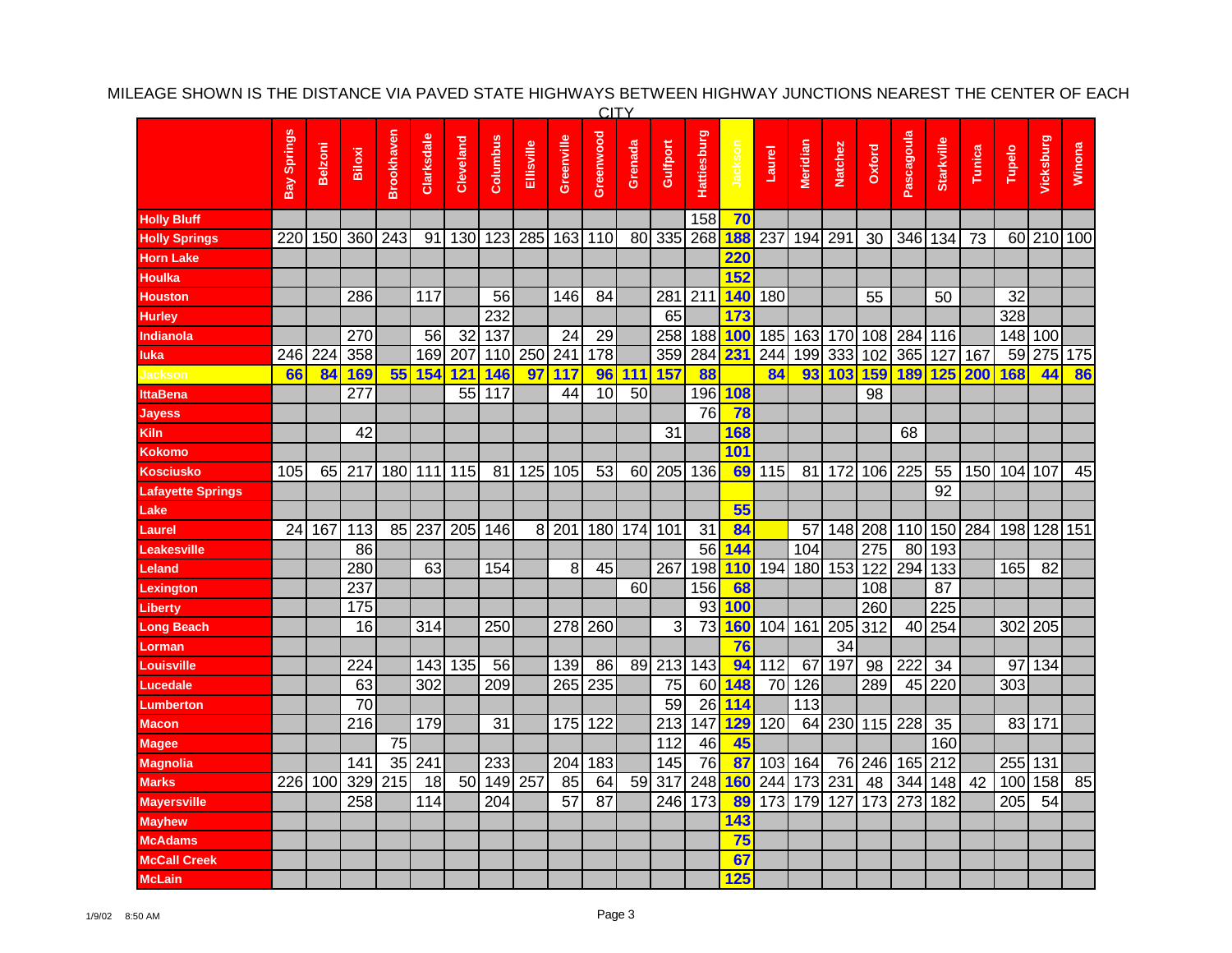MILEAGE SHOWN IS THE DISTANCE VIA PAVED STATE HIGHWAYS BETWEEN HIGHWAY JUNCTIONS NEAREST THE CENTER OF EACH CITY

| | Bay Springs | Belzoni | Biloxi | Brookhaven | Clarksdale | Cleveland | Columbus | Ellisville | Greenville | Greenwood | Grenada | Gulfport | Hattiesburg | Jackson | Laurel | Meridian | Natchez | Oxford | Pascagoula | Starkville | Tunica | Tupelo | Vicksburg | Winona |
|---|---|---|---|---|---|---|---|---|---|---|---|---|---|---|---|---|---|---|---|---|---|---|---|---|
| **Holly Bluff** | | | | | | | | | | | | | 158 | **70** | | | | | | | | | | |
| **Holly Springs** | 220 | 150 | 360 | 243 | 91 | 130 | 123 | 285 | 163 | 110 | 80 | 335 | 268 | **188** | 237 | 194 | 291 | 30 | 346 | 134 | 73 | 60 | 210 | 100 |
| **Horn Lake** | | | | | | | | | | | | | | **220** | | | | | | | | | | |
| **Houlka** | | | | | | | | | | | | | | **152** | | | | | | | | | | |
| **Houston** | | | 286 | | 117 | | 56 | | 146 | 84 | | 281 | 211 | **140** | 180 | | | 55 | | 50 | | 32 | | |
| **Hurley** | | | | | | | 232 | | | | | 65 | | **173** | | | | | | | | 328 | | |
| **Indianola** | | | 270 | | 56 | 32 | 137 | | 24 | 29 | | 258 | 188 | **100** | 185 | 163 | 170 | 108 | 284 | 116 | | 148 | 100 | |
| **Iuka** | 246 | 224 | 358 | | 169 | 207 | 110 | 250 | 241 | 178 | | 359 | 284 | **231** | 244 | 199 | 333 | 102 | 365 | 127 | 167 | 59 | 275 | 175 |
| **Jackson** | **66** | **84** | **169** | **55** | **154** | **121** | **146** | **97** | **117** | **96** | **111** | **157** | **88** | | **84** | **93** | **103** | **159** | **189** | **125** | **200** | **168** | **44** | **86** |
| **IttaBena** | | | 277 | | | 55 | 117 | | 44 | 10 | 50 | | 196 | **108** | | | | 98 | | | | | | |
| **Jayess** | | | | | | | | | | | | | 76 | **78** | | | | | | | | | | |
| **Kiln** | | | 42 | | | | | | | | | 31 | | **168** | | | | | 68 | | | | | |
| **Kokomo** | | | | | | | | | | | | | | **101** | | | | | | | | | | |
| **Kosciusko** | 105 | 65 | 217 | 180 | 111 | 115 | 81 | 125 | 105 | 53 | 60 | 205 | 136 | **69** | 115 | 81 | 172 | 106 | 225 | 55 | 150 | 104 | 107 | 45 |
| **Lafayette Springs** | | | | | | | | | | | | | | | | | | | | 92 | | | | |
| **Lake** | | | | | | | | | | | | | | **55** | | | | | | | | | | |
| **Laurel** | 24 | 167 | 113 | 85 | 237 | 205 | 146 | 8 | 201 | 180 | 174 | 101 | 31 | **84** | | 57 | 148 | 208 | 110 | 150 | 284 | 198 | 128 | 151 |
| **Leakesville** | | | 86 | | | | | | | | | | 56 | **144** | | 104 | | 275 | 80 | 193 | | | | |
| **Leland** | | | 280 | | 63 | | 154 | | 8 | 45 | | 267 | 198 | **110** | 194 | 180 | 153 | 122 | 294 | 133 | | 165 | 82 | |
| **Lexington** | | | 237 | | | | | | | | 60 | | 156 | **68** | | | | 108 | | 87 | | | | |
| **Liberty** | | | 175 | | | | | | | | | | 93 | **100** | | | | 260 | | 225 | | | | |
| **Long Beach** | | | 16 | | 314 | | 250 | | 278 | 260 | | 3 | 73 | **160** | 104 | 161 | 205 | 312 | 40 | 254 | | 302 | 205 | |
| **Lorman** | | | | | | | | | | | | | | **76** | | | 34 | | | | | | | |
| **Louisville** | | | 224 | | 143 | 135 | 56 | | 139 | 86 | 89 | 213 | 143 | **94** | 112 | 67 | 197 | 98 | 222 | 34 | | 97 | 134 | |
| **Lucedale** | | | 63 | | 302 | | 209 | | 265 | 235 | | 75 | 60 | **148** | 70 | 126 | | 289 | 45 | 220 | | 303 | | |
| **Lumberton** | | | 70 | | | | | | | | | 59 | 26 | **114** | | 113 | | | | | | | | |
| **Macon** | | | 216 | | 179 | | 31 | | 175 | 122 | | 213 | 147 | **129** | 120 | 64 | 230 | 115 | 228 | 35 | | 83 | 171 | |
| **Magee** | | | | 75 | | | | | | | | 112 | 46 | **45** | | | | | | 160 | | | | |
| **Magnolia** | | | 141 | 35 | 241 | | 233 | | 204 | 183 | | 145 | 76 | **87** | 103 | 164 | 76 | 246 | 165 | 212 | | 255 | 131 | |
| **Marks** | 226 | 100 | 329 | 215 | 18 | 50 | 149 | 257 | 85 | 64 | 59 | 317 | 248 | **160** | 244 | 173 | 231 | 48 | 344 | 148 | 42 | 100 | 158 | 85 |
| **Mayersville** | | | 258 | | 114 | | 204 | | 57 | 87 | | 246 | 173 | **89** | 173 | 179 | 127 | 173 | 273 | 182 | | 205 | 54 | |
| **Mayhew** | | | | | | | | | | | | | | **143** | | | | | | | | | | |
| **McAdams** | | | | | | | | | | | | | | **75** | | | | | | | | | | |
| **McCall Creek** | | | | | | | | | | | | | | **67** | | | | | | | | | | |
| **McLain** | | | | | | | | | | | | | | **125** | | | | | | | | | | |

1/9/02 8:50 AM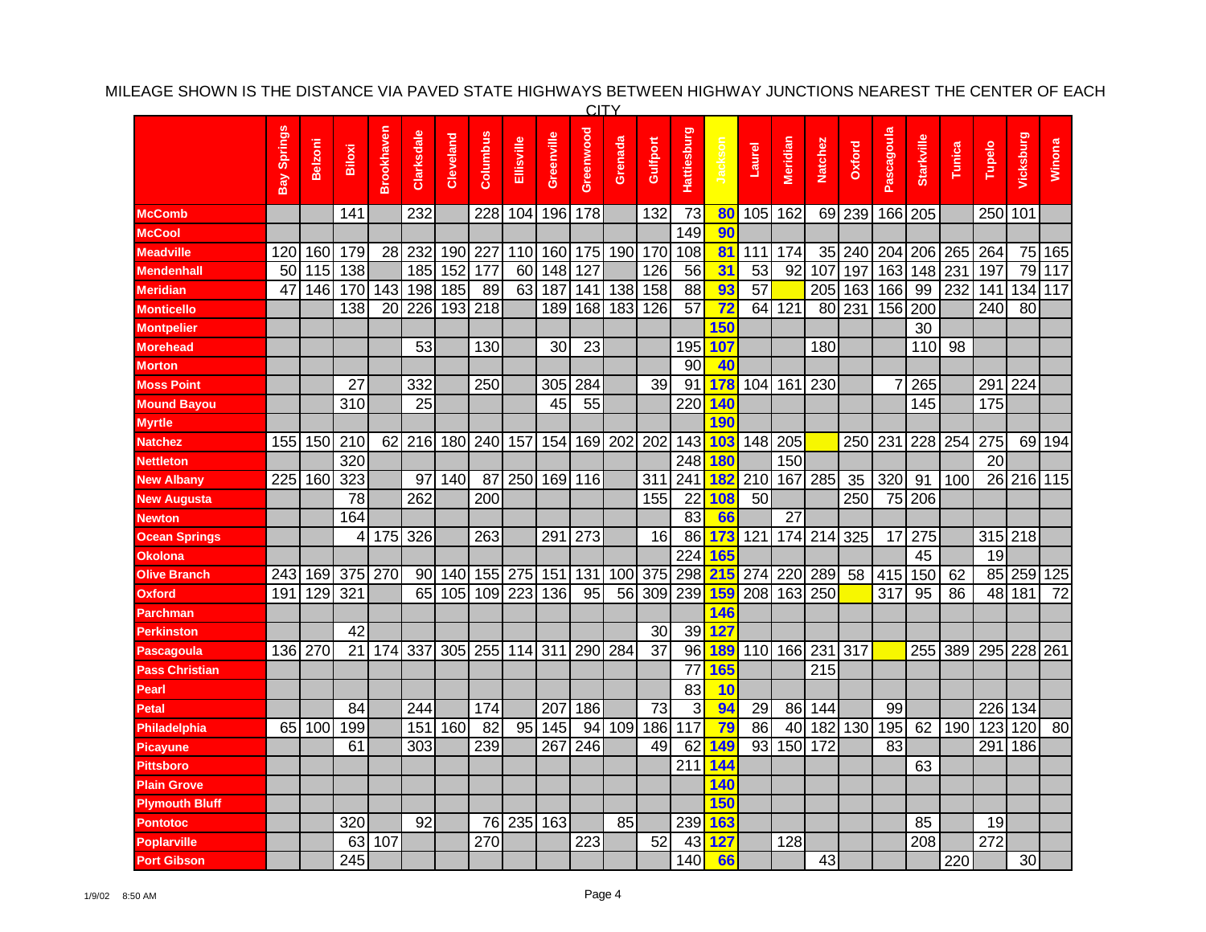MILEAGE SHOWN IS THE DISTANCE VIA PAVED STATE HIGHWAYS BETWEEN HIGHWAY JUNCTIONS NEAREST THE CENTER OF EACH CITY

| | Bay Springs | Belzoni | Biloxi | Brookhaven | Clarksdale | Cleveland | Columbus | Ellisville | Greenville | Greenwood | Grenada | Gulfport | Hattiesburg | Jackson | Laurel | Meridian | Natchez | Oxford | Pascagoula | Starkville | Tunica | Tupelo | Vicksburg | Winona |
|---|---|---|---|---|---|---|---|---|---|---|---|---|---|---|---|---|---|---|---|---|---|---|---|---|
| **McComb** | | | 141 | | 232 | | 228 | 104 | 196 | 178 | | 132 | 73 | **80** | 105 | 162 | 69 | 239 | 166 | 205 | | 250 | 101 | |
| **McCool** | | | | | | | | | | | | | 149 | **90** | | | | | | | | | | |
| **Meadville** | 120 | 160 | 179 | 28 | 232 | 190 | 227 | 110 | 160 | 175 | 190 | 170 | 108 | **81** | 111 | 174 | 35 | 240 | 204 | 206 | 265 | 264 | 75 | 165 |
| **Mendenhall** | 50 | 115 | 138 | | 185 | 152 | 177 | 60 | 148 | 127 | | 126 | 56 | **31** | 53 | 92 | 107 | 197 | 163 | 148 | 231 | 197 | 79 | 117 |
| **Meridian** | 47 | 146 | 170 | 143 | 198 | 185 | 89 | 63 | 187 | 141 | 138 | 158 | 88 | **93** | 57 | | 205 | 163 | 166 | 99 | 232 | 141 | 134 | 117 |
| **Monticello** | | | 138 | 20 | 226 | 193 | 218 | | 189 | 168 | 183 | 126 | 57 | **72** | 64 | 121 | 80 | 231 | 156 | 200 | | 240 | 80 | |
| **Montpelier** | | | | | | | | | | | | | | **150** | | | | | | 30 | | | | |
| **Morehead** | | | | | 53 | | 130 | | 30 | 23 | | | 195 | **107** | | | 180 | | | 110 | 98 | | | |
| **Morton** | | | | | | | | | | | | | 90 | **40** | | | | | | | | | | |
| **Moss Point** | | | 27 | | 332 | | 250 | | 305 | 284 | | 39 | 91 | **178** | 104 | 161 | 230 | | 7 | 265 | | 291 | 224 | |
| **Mound Bayou** | | | 310 | | 25 | | | | 45 | 55 | | | 220 | **140** | | | | | | 145 | | 175 | | |
| **Myrtle** | | | | | | | | | | | | | | **190** | | | | | | | | | | |
| **Natchez** | 155 | 150 | 210 | 62 | 216 | 180 | 240 | 157 | 154 | 169 | 202 | 202 | 143 | **103** | 148 | 205 | | 250 | 231 | 228 | 254 | 275 | 69 | 194 |
| **Nettleton** | | | 320 | | | | | | | | | | 248 | **180** | | 150 | | | | | | 20 | | |
| **New Albany** | 225 | 160 | 323 | | 97 | 140 | 87 | 250 | 169 | 116 | | 311 | 241 | **182** | 210 | 167 | 285 | 35 | 320 | 91 | 100 | 26 | 216 | 115 |
| **New Augusta** | | | 78 | | 262 | | 200 | | | | | 155 | 22 | **108** | 50 | | | 250 | 75 | 206 | | | | |
| **Newton** | | | 164 | | | | | | | | | | 83 | **66** | | 27 | | | | | | | | |
| **Ocean Springs** | | | 4 | 175 | 326 | | 263 | | 291 | 273 | | 16 | 86 | **173** | 121 | 174 | 214 | 325 | 17 | 275 | | 315 | 218 | |
| **Okolona** | | | | | | | | | | | | | 224 | **165** | | | | | | 45 | | 19 | | |
| **Olive Branch** | 243 | 169 | 375 | 270 | 90 | 140 | 155 | 275 | 151 | 131 | 100 | 375 | 298 | **215** | 274 | 220 | 289 | 58 | 415 | 150 | 62 | 85 | 259 | 125 |
| **Oxford** | 191 | 129 | 321 | | 65 | 105 | 109 | 223 | 136 | 95 | 56 | 309 | 239 | **159** | 208 | 163 | 250 | | 317 | 95 | 86 | 48 | 181 | 72 |
| **Parchman** | | | | | | | | | | | | | | **146** | | | | | | | | | | |
| **Perkinston** | | | 42 | | | | | | | | | 30 | 39 | **127** | | | | | | | | | | |
| **Pascagoula** | 136 | 270 | 21 | 174 | 337 | 305 | 255 | 114 | 311 | 290 | 284 | 37 | 96 | **189** | 110 | 166 | 231 | 317 | | 255 | 389 | 295 | 228 | 261 |
| **Pass Christian** | | | | | | | | | | | | | 77 | **165** | | | 215 | | | | | | | |
| **Pearl** | | | | | | | | | | | | | 83 | **10** | | | | | | | | | | |
| **Petal** | | | 84 | | 244 | | 174 | | 207 | 186 | | 73 | 3 | **94** | 29 | 86 | 144 | | 99 | | | 226 | 134 | |
| **Philadelphia** | 65 | 100 | 199 | | 151 | 160 | 82 | 95 | 145 | 94 | 109 | 186 | 117 | **79** | 86 | 40 | 182 | 130 | 195 | 62 | 190 | 123 | 120 | 80 |
| **Picayune** | | | 61 | | 303 | | 239 | | 267 | 246 | | 49 | 62 | **149** | 93 | 150 | 172 | | 83 | | | 291 | 186 | |
| **Pittsboro** | | | | | | | | | | | | | 211 | **144** | | | | | | 63 | | | | |
| **Plain Grove** | | | | | | | | | | | | | | **140** | | | | | | | | | | |
| **Plymouth Bluff** | | | | | | | | | | | | | | **150** | | | | | | | | | | |
| **Pontotoc** | | | 320 | | 92 | | 76 | 235 | 163 | | 85 | | 239 | **163** | | | | | | 85 | | 19 | | |
| **Poplarville** | | | 63 | 107 | | | 270 | | | 223 | | 52 | 43 | **127** | | 128 | | | | 208 | | 272 | | |
| **Port Gibson** | | | 245 | | | | | | | | | | 140 | **66** | | | 43 | | | | 220 | | 30 | |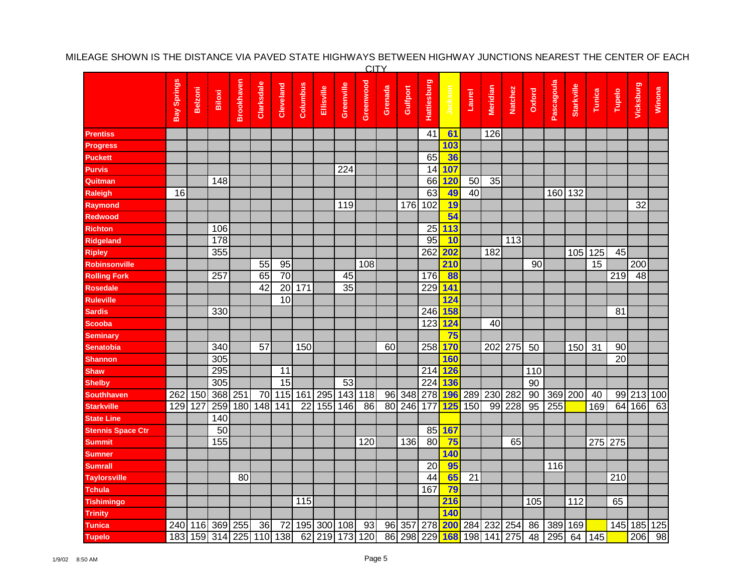MILEAGE SHOWN IS THE DISTANCE VIA PAVED STATE HIGHWAYS BETWEEN HIGHWAY JUNCTIONS NEAREST THE CENTER OF EACH CITY

| | Bay Springs | Belzoni | Biloxi | Brookhaven | Clarksdale | Cleveland | Columbus | Ellisville | Greenville | Greenwood | Grenada | Gulfport | Hattiesburg | Jackson | Laurel | Meridian | Natchez | Oxford | Pascagoula | Starkville | Tunica | Tupelo | Vicksburg | Winona |
|---|---|---|---|---|---|---|---|---|---|---|---|---|---|---|---|---|---|---|---|---|---|---|---|---|
| **Prentiss** | | | | | | | | | | | | | 41 | **61** | | 126 | | | | | | | | |
| **Progress** | | | | | | | | | | | | | | **103** | | | | | | | | | | |
| **Puckett** | | | | | | | | | | | | | 65 | **36** | | | | | | | | | | |
| **Purvis** | | | | | | | | | 224 | | | | 14 | **107** | | | | | | | | | | |
| **Quitman** | | | 148 | | | | | | | | | | 66 | **120** | 50 | 35 | | | | | | | | |
| **Raleigh** | 16 | | | | | | | | | | | | 63 | **49** | 40 | | | | 160 | 132 | | | | |
| **Raymond** | | | | | | | | | 119 | | | 176 | 102 | **19** | | | | | | | | | 32 | |
| **Redwood** | | | | | | | | | | | | | | **54** | | | | | | | | | | |
| **Richton** | | | 106 | | | | | | | | | | 25 | **113** | | | | | | | | | | |
| **Ridgeland** | | | 178 | | | | | | | | | | 95 | **10** | | | 113 | | | | | | | |
| **Ripley** | | | 355 | | | | | | | | | | 262 | **202** | | 182 | | | | 105 | 125 | 45 | | |
| **Robinsonville** | | | | | 55 | 95 | | | | 108 | | | | **210** | | | | 90 | | | 15 | | 200 | |
| **Rolling Fork** | | | 257 | | 65 | 70 | | | 45 | | | | 176 | **88** | | | | | | | | 219 | 48 | |
| **Rosedale** | | | | | 42 | 20 | 171 | | 35 | | | | 229 | **141** | | | | | | | | | | |
| **Ruleville** | | | | | | 10 | | | | | | | | **124** | | | | | | | | | | |
| **Sardis** | | | 330 | | | | | | | | | | 246 | **158** | | | | | | | | 81 | | |
| **Scooba** | | | | | | | | | | | | | 123 | **124** | | 40 | | | | | | | | |
| **Seminary** | | | | | | | | | | | | | | **75** | | | | | | | | | | |
| **Senatobia** | | | 340 | | 57 | | 150 | | | | 60 | | 258 | **170** | | 202 | 275 | 50 | | 150 | 31 | 90 | | |
| **Shannon** | | | 305 | | | | | | | | | | | **160** | | | | | | | | 20 | | |
| **Shaw** | | | 295 | | | 11 | | | | | | | 214 | **126** | | | | 110 | | | | | | |
| **Shelby** | | | 305 | | | 15 | | | 53 | | | | 224 | **136** | | | | 90 | | | | | | |
| **Southhaven** | 262 | 150 | 368 | 251 | 70 | 115 | 161 | 295 | 143 | 118 | 96 | 348 | 278 | **196** | 289 | 230 | 282 | 90 | 369 | 200 | 40 | 99 | 213 | 100 |
| **Starkville** | 129 | 127 | 259 | 180 | 148 | 141 | 22 | 155 | 146 | 86 | 80 | 246 | 177 | **125** | 150 | 99 | 228 | 95 | 255 | | 169 | 64 | 166 | 63 |
| **State Line** | | | 140 | | | | | | | | | | | | | | | | | | | | | |
| **Stennis Space Ctr** | | | 50 | | | | | | | | | | 85 | **167** | | | | | | | | | | |
| **Summit** | | | 155 | | | | | | | 120 | | 136 | 80 | **75** | | | 65 | | | | 275 | 275 | | |
| **Sumner** | | | | | | | | | | | | | | **140** | | | | | | | | | | |
| **Sumrall** | | | | | | | | | | | | | 20 | **95** | | | | | 116 | | | | | |
| **Taylorsville** | | | | 80 | | | | | | | | | 44 | **65** | 21 | | | | | | | 210 | | |
| **Tchula** | | | | | | | | | | | | | 167 | **79** | | | | | | | | | | |
| **Tishimingo** | | | | | | | 115 | | | | | | | **216** | | | | 105 | | 112 | | 65 | | |
| **Trinity** | | | | | | | | | | | | | | **140** | | | | | | | | | | |
| **Tunica** | 240 | 116 | 369 | 255 | 36 | 72 | 195 | 300 | 108 | 93 | 96 | 357 | 278 | **200** | 284 | 232 | 254 | 86 | 389 | 169 | | 145 | 185 | 125 |
| **Tupelo** | 183 | 159 | 314 | 225 | 110 | 138 | 62 | 219 | 173 | 120 | 86 | 298 | 229 | **168** | 198 | 141 | 275 | 48 | 295 | 64 | 145 | | 206 | 98 |

1/9/02 8:50 AM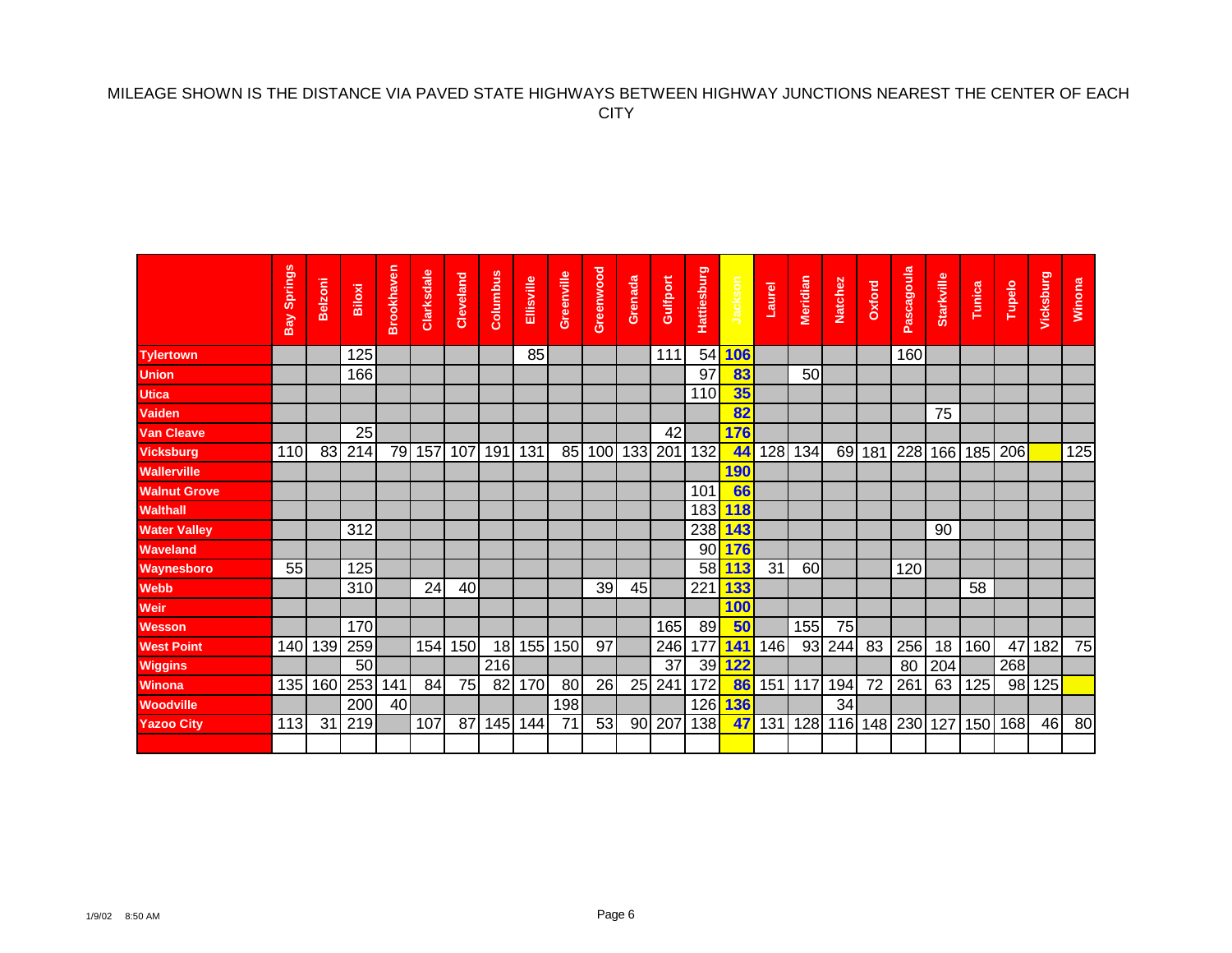MILEAGE SHOWN IS THE DISTANCE VIA PAVED STATE HIGHWAYS BETWEEN HIGHWAY JUNCTIONS NEAREST THE CENTER OF EACH CITY

| | Bay Springs | Belzoni | Biloxi | Brookhaven | Clarksdale | Cleveland | Columbus | Ellisville | Greenville | Greenwood | Grenada | Gulfport | Hattiesburg | Jackson | Laurel | Meridian | Natchez | Oxford | Pascagoula | Starkville | Tunica | Tupelo | Vicksburg | Winona |
|---|---|---|---|---|---|---|---|---|---|---|---|---|---|---|---|---|---|---|---|---|---|---|---|---|
| Tylertown | | | 125 | | | | | 85 | | | | 111 | 54 | 106 | | | | | 160 | | | | | |
| Union | | | 166 | | | | | | | | | | 97 | 83 | | 50 | | | | | | | | |
| Utica | | | | | | | | | | | | | 110 | 35 | | | | | | | | | | |
| Vaiden | | | | | | | | | | | | | | 82 | | | | | | 75 | | | | |
| Van Cleave | | | 25 | | | | | | | | | 42 | | 176 | | | | | | | | | | |
| Vicksburg | 110 | 83 | 214 | 79 | 157 | 107 | 191 | 131 | 85 | 100 | 133 | 201 | 132 | 44 | 128 | 134 | 69 | 181 | 228 | 166 | 185 | 206 | | 125 |
| Wallerville | | | | | | | | | | | | | | 190 | | | | | | | | | | |
| Walnut Grove | | | | | | | | | | | | | 101 | 66 | | | | | | | | | | |
| Walthall | | | | | | | | | | | | | 183 | 118 | | | | | | | | | | |
| Water Valley | | | 312 | | | | | | | | | | 238 | 143 | | | | | | 90 | | | | |
| Waveland | | | | | | | | | | | | | 90 | 176 | | | | | | | | | | |
| Waynesboro | 55 | | 125 | | | | | | | | | | 58 | 113 | 31 | 60 | | | 120 | | | | | |
| Webb | | | 310 | | 24 | 40 | | | | 39 | 45 | | 221 | 133 | | | | | | | 58 | | | |
| Weir | | | | | | | | | | | | | | 100 | | | | | | | | | | |
| Wesson | | | 170 | | | | | | | | | 165 | 89 | 50 | | 155 | 75 | | | | | | | |
| West Point | 140 | 139 | 259 | | 154 | 150 | 18 | 155 | 150 | 97 | | 246 | 177 | 141 | 146 | 93 | 244 | 83 | 256 | 18 | 160 | 47 | 182 | 75 |
| Wiggins | | | 50 | | | | 216 | | | | | 37 | 39 | 122 | | | | | 80 | 204 | | 268 | | |
| Winona | 135 | 160 | 253 | 141 | 84 | 75 | 82 | 170 | 80 | 26 | 25 | 241 | 172 | 86 | 151 | 117 | 194 | 72 | 261 | 63 | 125 | 98 | 125 | |
| Woodville | | | 200 | 40 | | | | | 198 | | | | 126 | 136 | | | 34 | | | | | | | |
| Yazoo City | 113 | 31 | 219 | | 107 | 87 | 145 | 144 | 71 | 53 | 90 | 207 | 138 | 47 | 131 | 128 | 116 | 148 | 230 | 127 | 150 | 168 | 46 | 80 |

1/9/02 8:50 AM